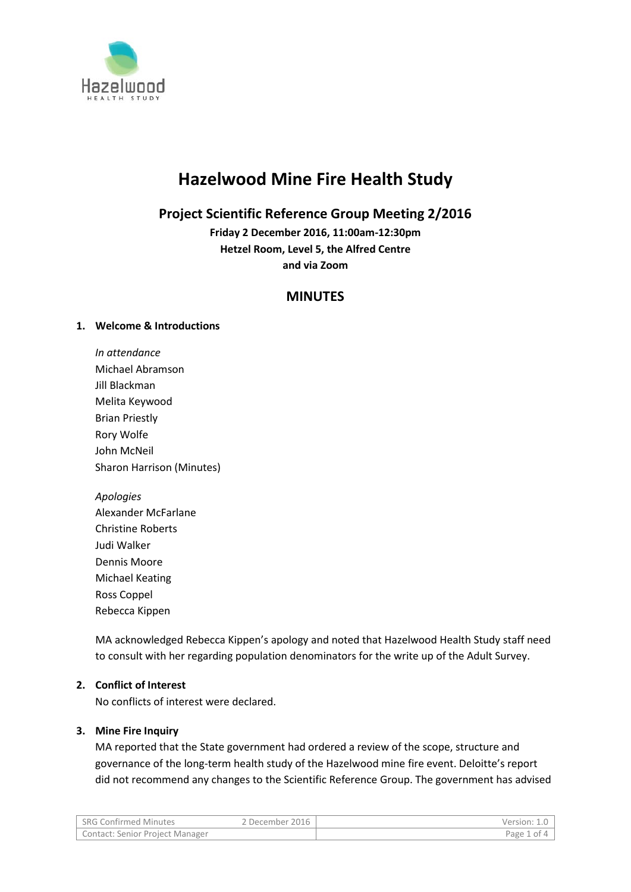# Hazelwood Mine Fire Health Study

## Project Scientific Reference Group Meeting 2/2016

**Friday 2 December 2016, 11:00am-12:30pm**
**Hetzel Room, Level 5, the Alfred Centre**
**and via Zoom**

## MINUTES

### 1. Welcome & Introductions

*In attendance*
Michael Abramson
Jill Blackman
Melita Keywood
Brian Priestly
Rory Wolfe
John McNeil
Sharon Harrison (Minutes)

*Apologies*
Alexander McFarlane
Christine Roberts
Judi Walker
Dennis Moore
Michael Keating
Ross Coppel
Rebecca Kippen

MA acknowledged Rebecca Kippen's apology and noted that Hazelwood Health Study staff need to consult with her regarding population denominators for the write up of the Adult Survey.

### 2. Conflict of Interest

No conflicts of interest were declared.

### 3. Mine Fire Inquiry

MA reported that the State government had ordered a review of the scope, structure and governance of the long-term health study of the Hazelwood mine fire event. Deloitte's report did not recommend any changes to the Scientific Reference Group. The government has advised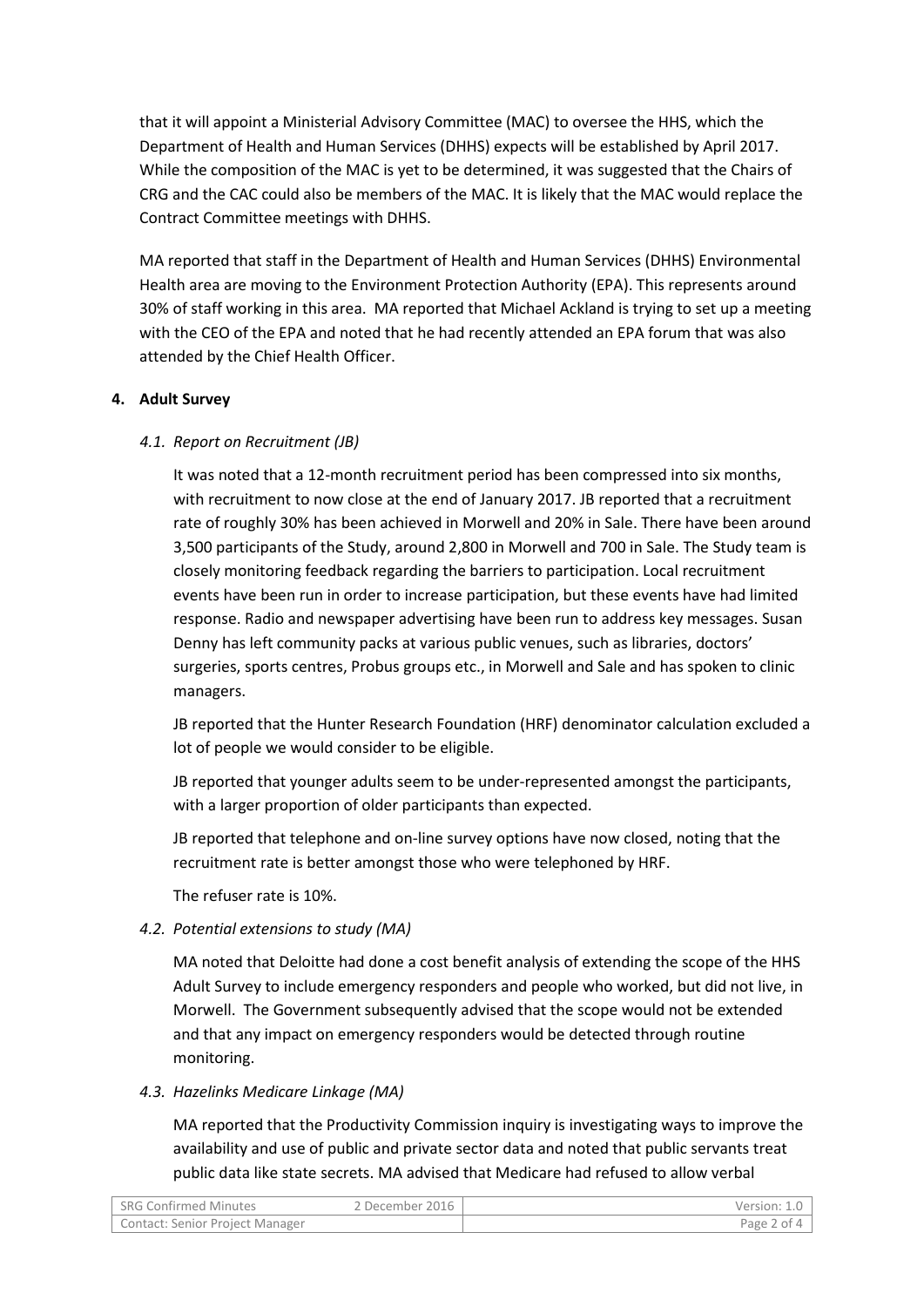that it will appoint a Ministerial Advisory Committee (MAC) to oversee the HHS, which the Department of Health and Human Services (DHHS) expects will be established by April 2017. While the composition of the MAC is yet to be determined, it was suggested that the Chairs of CRG and the CAC could also be members of the MAC. It is likely that the MAC would replace the Contract Committee meetings with DHHS.

MA reported that staff in the Department of Health and Human Services (DHHS) Environmental Health area are moving to the Environment Protection Authority (EPA). This represents around 30% of staff working in this area. MA reported that Michael Ackland is trying to set up a meeting with the CEO of the EPA and noted that he had recently attended an EPA forum that was also attended by the Chief Health Officer.

## 4. Adult Survey

### *4.1. Report on Recruitment (JB)*

It was noted that a 12-month recruitment period has been compressed into six months, with recruitment to now close at the end of January 2017. JB reported that a recruitment rate of roughly 30% has been achieved in Morwell and 20% in Sale. There have been around 3,500 participants of the Study, around 2,800 in Morwell and 700 in Sale. The Study team is closely monitoring feedback regarding the barriers to participation. Local recruitment events have been run in order to increase participation, but these events have had limited response. Radio and newspaper advertising have been run to address key messages. Susan Denny has left community packs at various public venues, such as libraries, doctors' surgeries, sports centres, Probus groups etc., in Morwell and Sale and has spoken to clinic managers.

JB reported that the Hunter Research Foundation (HRF) denominator calculation excluded a lot of people we would consider to be eligible.

JB reported that younger adults seem to be under-represented amongst the participants, with a larger proportion of older participants than expected.

JB reported that telephone and on-line survey options have now closed, noting that the recruitment rate is better amongst those who were telephoned by HRF.

The refuser rate is 10%.

### *4.2. Potential extensions to study (MA)*

MA noted that Deloitte had done a cost benefit analysis of extending the scope of the HHS Adult Survey to include emergency responders and people who worked, but did not live, in Morwell. The Government subsequently advised that the scope would not be extended and that any impact on emergency responders would be detected through routine monitoring.

### *4.3. Hazelinks Medicare Linkage (MA)*

MA reported that the Productivity Commission inquiry is investigating ways to improve the availability and use of public and private sector data and noted that public servants treat public data like state secrets. MA advised that Medicare had refused to allow verbal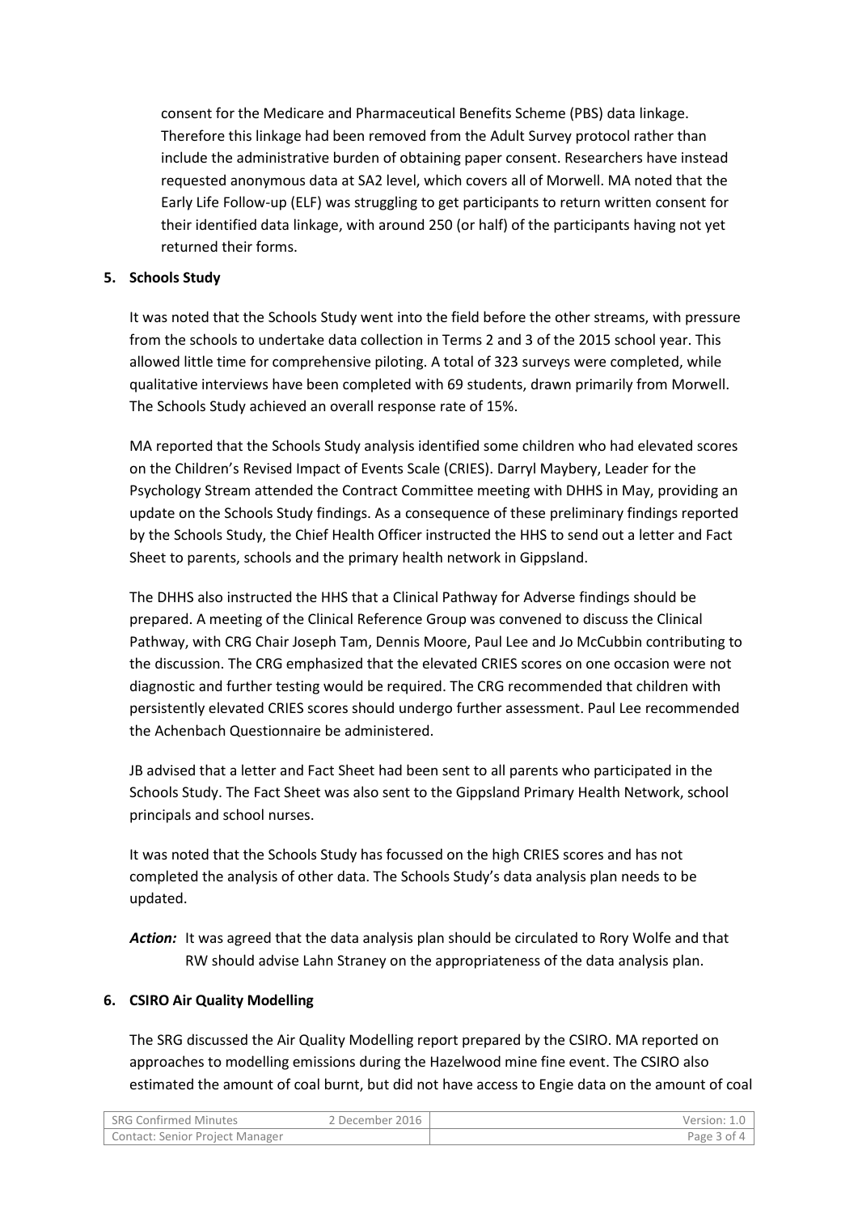consent for the Medicare and Pharmaceutical Benefits Scheme (PBS) data linkage. Therefore this linkage had been removed from the Adult Survey protocol rather than include the administrative burden of obtaining paper consent. Researchers have instead requested anonymous data at SA2 level, which covers all of Morwell. MA noted that the Early Life Follow-up (ELF) was struggling to get participants to return written consent for their identified data linkage, with around 250 (or half) of the participants having not yet returned their forms.

**5. Schools Study**

It was noted that the Schools Study went into the field before the other streams, with pressure from the schools to undertake data collection in Terms 2 and 3 of the 2015 school year. This allowed little time for comprehensive piloting. A total of 323 surveys were completed, while qualitative interviews have been completed with 69 students, drawn primarily from Morwell. The Schools Study achieved an overall response rate of 15%.

MA reported that the Schools Study analysis identified some children who had elevated scores on the Children's Revised Impact of Events Scale (CRIES). Darryl Maybery, Leader for the Psychology Stream attended the Contract Committee meeting with DHHS in May, providing an update on the Schools Study findings. As a consequence of these preliminary findings reported by the Schools Study, the Chief Health Officer instructed the HHS to send out a letter and Fact Sheet to parents, schools and the primary health network in Gippsland.

The DHHS also instructed the HHS that a Clinical Pathway for Adverse findings should be prepared. A meeting of the Clinical Reference Group was convened to discuss the Clinical Pathway, with CRG Chair Joseph Tam, Dennis Moore, Paul Lee and Jo McCubbin contributing to the discussion. The CRG emphasized that the elevated CRIES scores on one occasion were not diagnostic and further testing would be required. The CRG recommended that children with persistently elevated CRIES scores should undergo further assessment. Paul Lee recommended the Achenbach Questionnaire be administered.

JB advised that a letter and Fact Sheet had been sent to all parents who participated in the Schools Study. The Fact Sheet was also sent to the Gippsland Primary Health Network, school principals and school nurses.

It was noted that the Schools Study has focussed on the high CRIES scores and has not completed the analysis of other data. The Schools Study's data analysis plan needs to be updated.

***Action:*** It was agreed that the data analysis plan should be circulated to Rory Wolfe and that RW should advise Lahn Straney on the appropriateness of the data analysis plan.

**6. CSIRO Air Quality Modelling**

The SRG discussed the Air Quality Modelling report prepared by the CSIRO. MA reported on approaches to modelling emissions during the Hazelwood mine fine event. The CSIRO also estimated the amount of coal burnt, but did not have access to Engie data on the amount of coal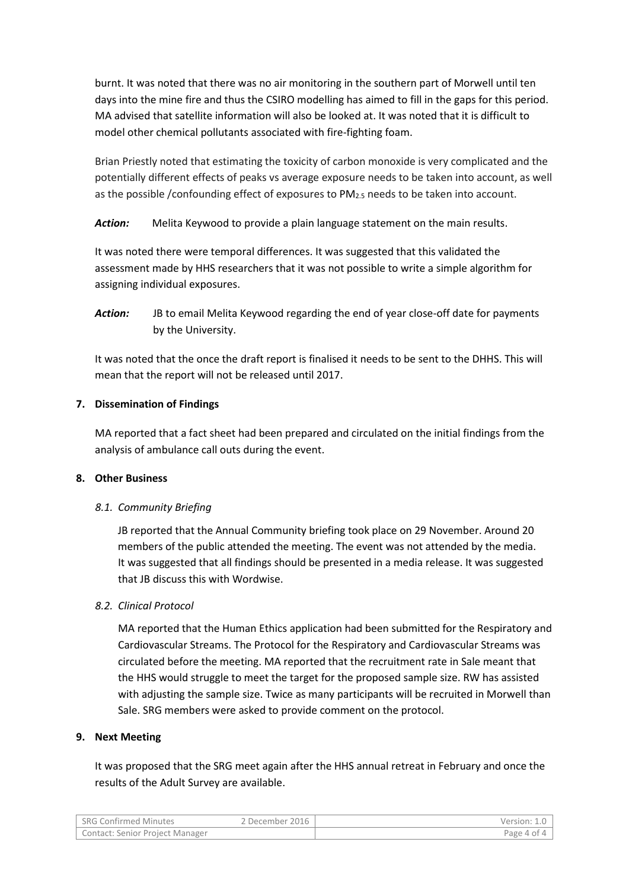burnt. It was noted that there was no air monitoring in the southern part of Morwell until ten days into the mine fire and thus the CSIRO modelling has aimed to fill in the gaps for this period. MA advised that satellite information will also be looked at. It was noted that it is difficult to model other chemical pollutants associated with fire-fighting foam.

Brian Priestly noted that estimating the toxicity of carbon monoxide is very complicated and the potentially different effects of peaks vs average exposure needs to be taken into account, as well as the possible /confounding effect of exposures to $PM_{2.5}$ needs to be taken into account.

***Action:*** Melita Keywood to provide a plain language statement on the main results.

It was noted there were temporal differences. It was suggested that this validated the assessment made by HHS researchers that it was not possible to write a simple algorithm for assigning individual exposures.

***Action:*** JB to email Melita Keywood regarding the end of year close-off date for payments by the University.

It was noted that the once the draft report is finalised it needs to be sent to the DHHS. This will mean that the report will not be released until 2017.

**7. Dissemination of Findings**

MA reported that a fact sheet had been prepared and circulated on the initial findings from the analysis of ambulance call outs during the event.

**8. Other Business**

*8.1. Community Briefing*

JB reported that the Annual Community briefing took place on 29 November. Around 20 members of the public attended the meeting. The event was not attended by the media. It was suggested that all findings should be presented in a media release. It was suggested that JB discuss this with Wordwise.

*8.2. Clinical Protocol*

MA reported that the Human Ethics application had been submitted for the Respiratory and Cardiovascular Streams. The Protocol for the Respiratory and Cardiovascular Streams was circulated before the meeting. MA reported that the recruitment rate in Sale meant that the HHS would struggle to meet the target for the proposed sample size. RW has assisted with adjusting the sample size. Twice as many participants will be recruited in Morwell than Sale. SRG members were asked to provide comment on the protocol.

**9. Next Meeting**

It was proposed that the SRG meet again after the HHS annual retreat in February and once the results of the Adult Survey are available.